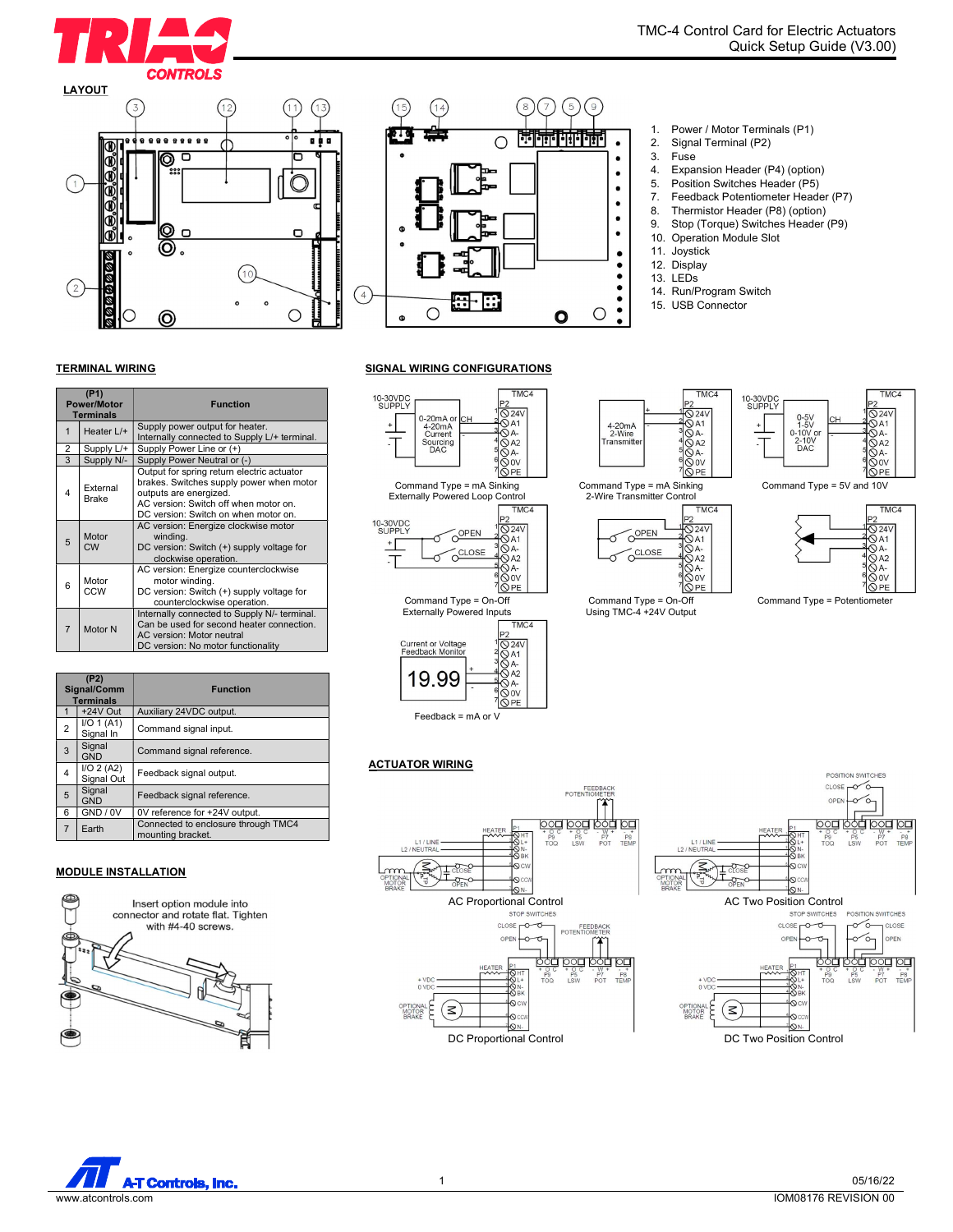# TMC-4 Control Card for Electric Actuators
Quick Setup Guide (V3.00)

## LAYOUT

1. Power / Motor Terminals (P1)
2. Signal Terminal (P2)
3. Fuse
4. Expansion Header (P4) (option)
5. Position Switches Header (P5)
7. Feedback Potentiometer Header (P7)
8. Thermistor Header (P8) (option)
9. Stop (Torque) Switches Header (P9)
10. Operation Module Slot
11. Joystick
12. Display
13. LEDs
14. Run/Program Switch
15. USB Connector

## TERMINAL WIRING

| (P1) Power/Motor Terminals | | Function |
|---|---|---|
| 1 | Heater L/+ | Supply power output for heater. Internally connected to Supply L/+ terminal. |
| 2 | Supply L/+ | Supply Power Line or (+) |
| 3 | Supply N/- | Supply Power Neutral or (-) |
| 4 | External Brake | Output for spring return electric actuator brakes. Switches supply power when motor outputs are energized. AC version: Switch off when motor on. DC version: Switch on when motor on. |
| 5 | Motor CW | AC version: Energize clockwise motor winding. DC version: Switch (+) supply voltage for clockwise operation. |
| 6 | Motor CCW | AC version: Energize counterclockwise motor winding. DC version: Switch (+) supply voltage for counterclockwise operation. |
| 7 | Motor N | Internally connected to Supply N/- terminal. Can be used for second heater connection. AC version: Motor neutral DC version: No motor functionality |

| (P2) Signal/Comm Terminals | | Function |
|---|---|---|
| 1 | +24V Out | Auxiliary 24VDC output. |
| 2 | I/O 1 (A1) Signal In | Command signal input. |
| 3 | Signal GND | Command signal reference. |
| 4 | I/O 2 (A2) Signal Out | Feedback signal output. |
| 5 | Signal GND | Feedback signal reference. |
| 6 | GND / 0V | 0V reference for +24V output. |
| 7 | Earth | Connected to enclosure through TMC4 mounting bracket. |

## MODULE INSTALLATION

Insert option module into connector and rotate flat. Tighten with #4-40 screws.

## SIGNAL WIRING CONFIGURATIONS

Command Type = mA Sinking
Externally Powered Loop Control

Command Type = mA Sinking
2-Wire Transmitter Control

Command Type = 5V and 10V

Command Type = On-Off
Externally Powered Inputs

Command Type = On-Off
Using TMC-4 +24V Output

Command Type = Potentiometer

Feedback = mA or V

## ACTUATOR WIRING

AC Proportional Control

AC Two Position Control

DC Proportional Control

DC Two Position Control

www.atcontrols.com

05/16/22
IOM08176 REVISION 00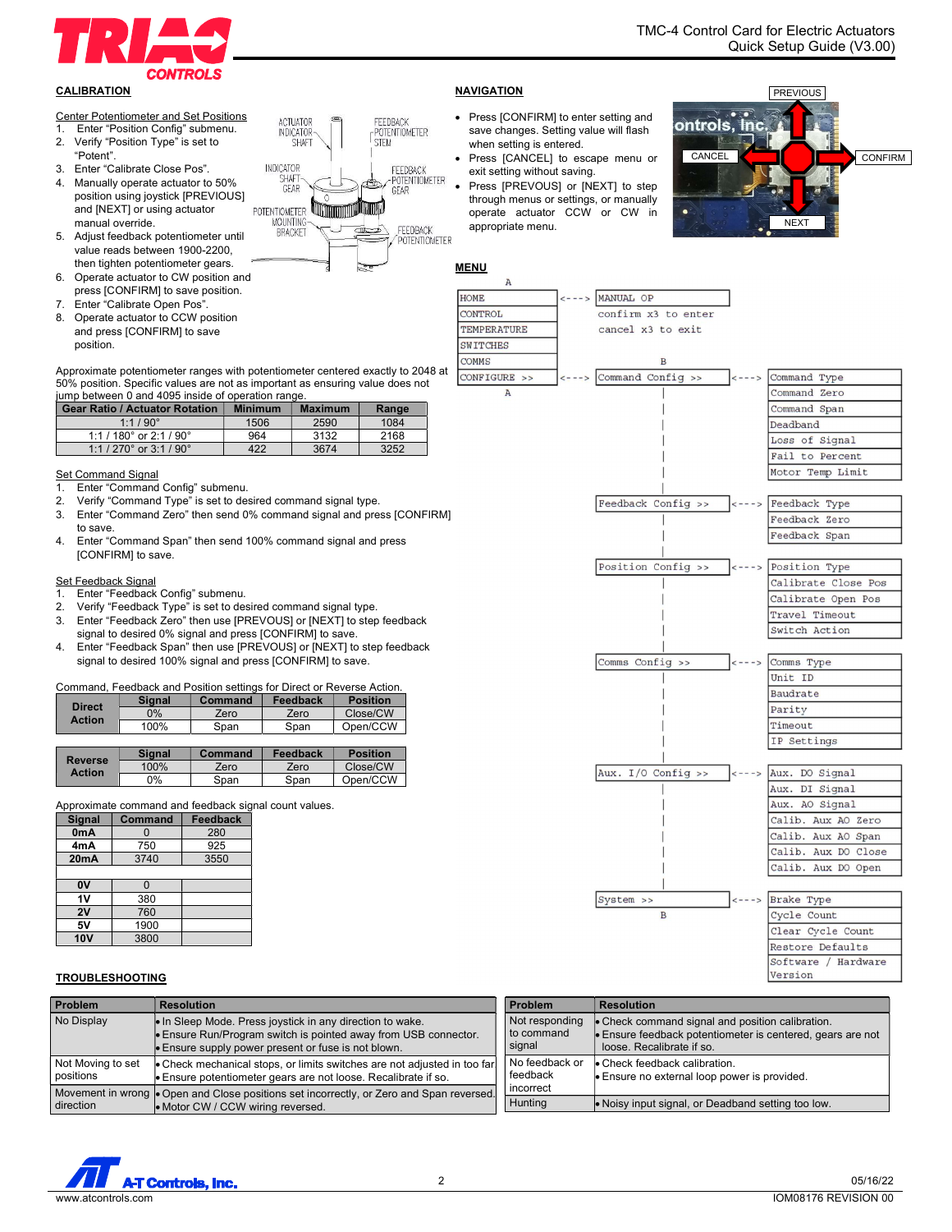# CALIBRATION

## Center Potentiometer and Set Positions

1. Enter "Position Config" submenu.
2. Verify "Position Type" is set to "Potent".
3. Enter "Calibrate Close Pos".
4. Manually operate actuator to 50% position using joystick [PREVIOUS] and [NEXT] or using actuator manual override.
5. Adjust feedback potentiometer until value reads between 1900-2200, then tighten potentiometer gears.
6. Operate actuator to CW position and press [CONFIRM] to save position.
7. Enter "Calibrate Open Pos".
8. Operate actuator to CCW position and press [CONFIRM] to save position.

ACTUATOR INDICATOR SHAFT
FEEDBACK POTENTIOMETER STEM
INDICATOR SHAFT GEAR
FEEDBACK POTENTIOMETER GEAR
POTENTIOMETER MOUNTING BRACKET
FEEDBACK POTENTIOMETER

Approximate potentiometer ranges with potentiometer centered exactly to 2048 at 50% position. Specific values are not as important as ensuring value does not jump between 0 and 4095 inside of operation range.

| Gear Ratio / Actuator Rotation | Minimum | Maximum | Range |
|---|---|---|---|
| 1:1 / 90° | 1506 | 2590 | 1084 |
| 1:1 / 180° or 2:1 / 90° | 964 | 3132 | 2168 |
| 1:1 / 270° or 3:1 / 90° | 422 | 3674 | 3252 |

## Set Command Signal

1. Enter "Command Config" submenu.
2. Verify "Command Type" is set to desired command signal type.
3. Enter "Command Zero" then send 0% command signal and press [CONFIRM] to save.
4. Enter "Command Span" then send 100% command signal and press [CONFIRM] to save.

## Set Feedback Signal

1. Enter "Feedback Config" submenu.
2. Verify "Feedback Type" is set to desired command signal type.
3. Enter "Feedback Zero" then use [PREVOUS] or [NEXT] to step feedback signal to desired 0% signal and press [CONFIRM] to save.
4. Enter "Feedback Span" then use [PREVOUS] or [NEXT] to step feedback signal to desired 100% signal and press [CONFIRM] to save.

Command, Feedback and Position settings for Direct or Reverse Action.

| | Signal | Command | Feedback | Position |
|---|---|---|---|---|
| Direct Action | 0% | Zero | Zero | Close/CW |
| | 100% | Span | Span | Open/CCW |

| | Signal | Command | Feedback | Position |
|---|---|---|---|---|
| Reverse Action | 100% | Zero | Zero | Close/CW |
| | 0% | Span | Span | Open/CCW |

Approximate command and feedback signal count values.

| Signal | Command | Feedback |
|---|---|---|
| 0mA | 0 | 280 |
| 4mA | 750 | 925 |
| 20mA | 3740 | 3550 |
| | | |
| 0V | 0 | |
| 1V | 380 | |
| 2V | 760 | |
| 5V | 1900 | |
| 10V | 3800 | |

# NAVIGATION

- Press [CONFIRM] to enter setting and save changes. Setting value will flash when setting is entered.
- Press [CANCEL] to escape menu or exit setting without saving.
- Press [PREVOUS] or [NEXT] to step through menus or settings, or manually operate actuator CCW or CW in appropriate menu.

PREVIOUS
CANCEL
CONFIRM
NEXT

# MENU

A

HOME <---> MANUAL OP
CONTROL — confirm x3 to enter / cancel x3 to exit
TEMPERATURE
SWITCHES
COMMS
CONFIGURE >> <---> Command Config >> (B)

A

- Command Config >> <---> Command Type, Command Zero, Command Span, Deadband, Loss of Signal, Fail to Percent, Motor Temp Limit
- Feedback Config >> <---> Feedback Type, Feedback Zero, Feedback Span
- Position Config >> <---> Position Type, Calibrate Close Pos, Calibrate Open Pos, Travel Timeout, Switch Action
- Comms Config >> <---> Comms Type, Unit ID, Baudrate, Parity, Timeout, IP Settings
- Aux. I/O Config >> <---> Aux. DO Signal, Aux. DI Signal, Aux. AO Signal, Calib. Aux AO Zero, Calib. Aux AO Span, Calib. Aux DO Close, Calib. Aux DO Open
- System >> <---> Brake Type, Cycle Count, Clear Cycle Count, Restore Defaults, Software / Hardware Version

B

# TROUBLESHOOTING

| Problem | Resolution |
|---|---|
| No Display | • In Sleep Mode. Press joystick in any direction to wake.<br>• Ensure Run/Program switch is pointed away from USB connector.<br>• Ensure supply power present or fuse is not blown. |
| Not Moving to set positions | • Check mechanical stops, or limits switches are not adjusted in too far<br>• Ensure potentiometer gears are not loose. Recalibrate if so. |
| Movement in wrong direction | • Open and Close positions set incorrectly, or Zero and Span reversed.<br>• Motor CW / CCW wiring reversed. |

| Problem | Resolution |
|---|---|
| Not responding to command signal | • Check command signal and position calibration.<br>• Ensure feedback potentiometer is centered, gears are not loose. Recalibrate if so. |
| No feedback or feedback incorrect | • Check feedback calibration.<br>• Ensure no external loop power is provided. |
| Hunting | • Noisy input signal, or Deadband setting too low. |